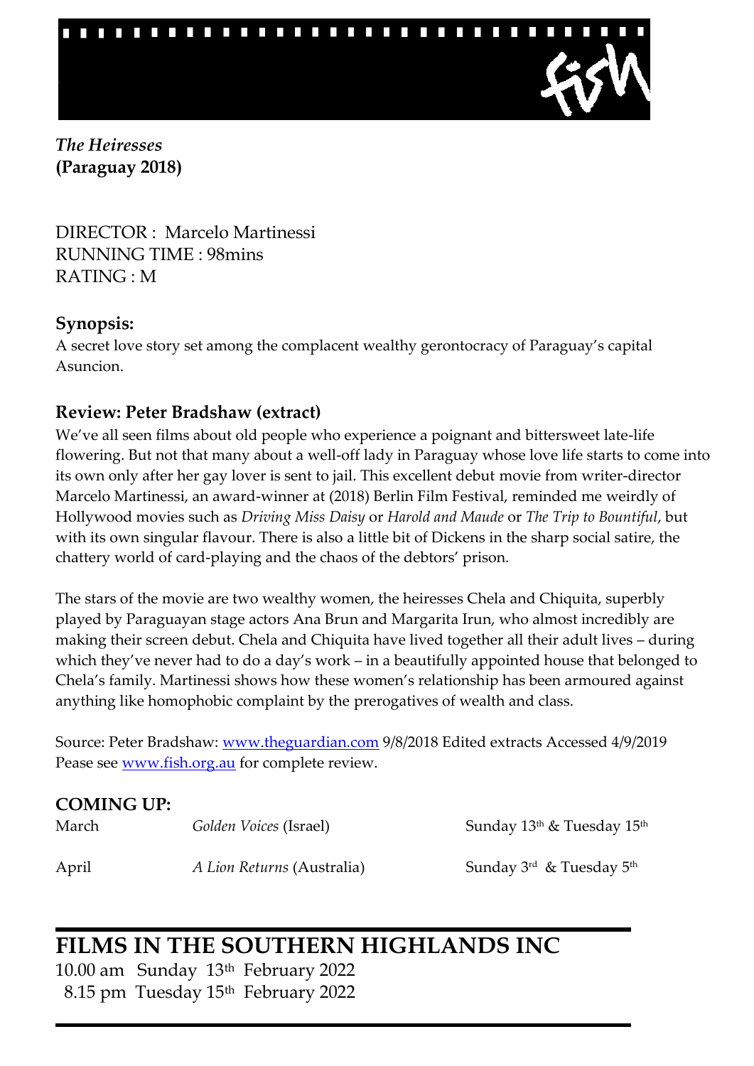*The Heiresses*
**(Paraguay 2018)**

DIRECTOR : Marcelo Martinessi
RUNNING TIME : 98mins
RATING : M

### Synopsis:

A secret love story set among the complacent wealthy gerontocracy of Paraguay's capital Asuncion.

### Review: Peter Bradshaw (extract)

We've all seen films about old people who experience a poignant and bittersweet late-life flowering. But not that many about a well-off lady in Paraguay whose love life starts to come into its own only after her gay lover is sent to jail. This excellent debut movie from writer-director Marcelo Martinessi, an award-winner at (2018) Berlin Film Festival, reminded me weirdly of Hollywood movies such as *Driving Miss Daisy* or *Harold and Maude* or *The Trip to Bountiful*, but with its own singular flavour. There is also a little bit of Dickens in the sharp social satire, the chattery world of card-playing and the chaos of the debtors' prison.

The stars of the movie are two wealthy women, the heiresses Chela and Chiquita, superbly played by Paraguayan stage actors Ana Brun and Margarita Irun, who almost incredibly are making their screen debut. Chela and Chiquita have lived together all their adult lives – during which they've never had to do a day's work – in a beautifully appointed house that belonged to Chela's family. Martinessi shows how these women's relationship has been armoured against anything like homophobic complaint by the prerogatives of wealth and class.

Source: Peter Bradshaw: [www.theguardian.com](http://www.theguardian.com) 9/8/2018 Edited extracts Accessed 4/9/2019
Pease see [www.fish.org.au](http://www.fish.org.au) for complete review.

### COMING UP:

| | | |
|---|---|---|
| March | *Golden Voices* (Israel) | Sunday 13th & Tuesday 15th |
| April | *A Lion Returns* (Australia) | Sunday 3rd & Tuesday 5th |

## FILMS IN THE SOUTHERN HIGHLANDS INC

10.00 am Sunday 13th February 2022
8.15 pm Tuesday 15th February 2022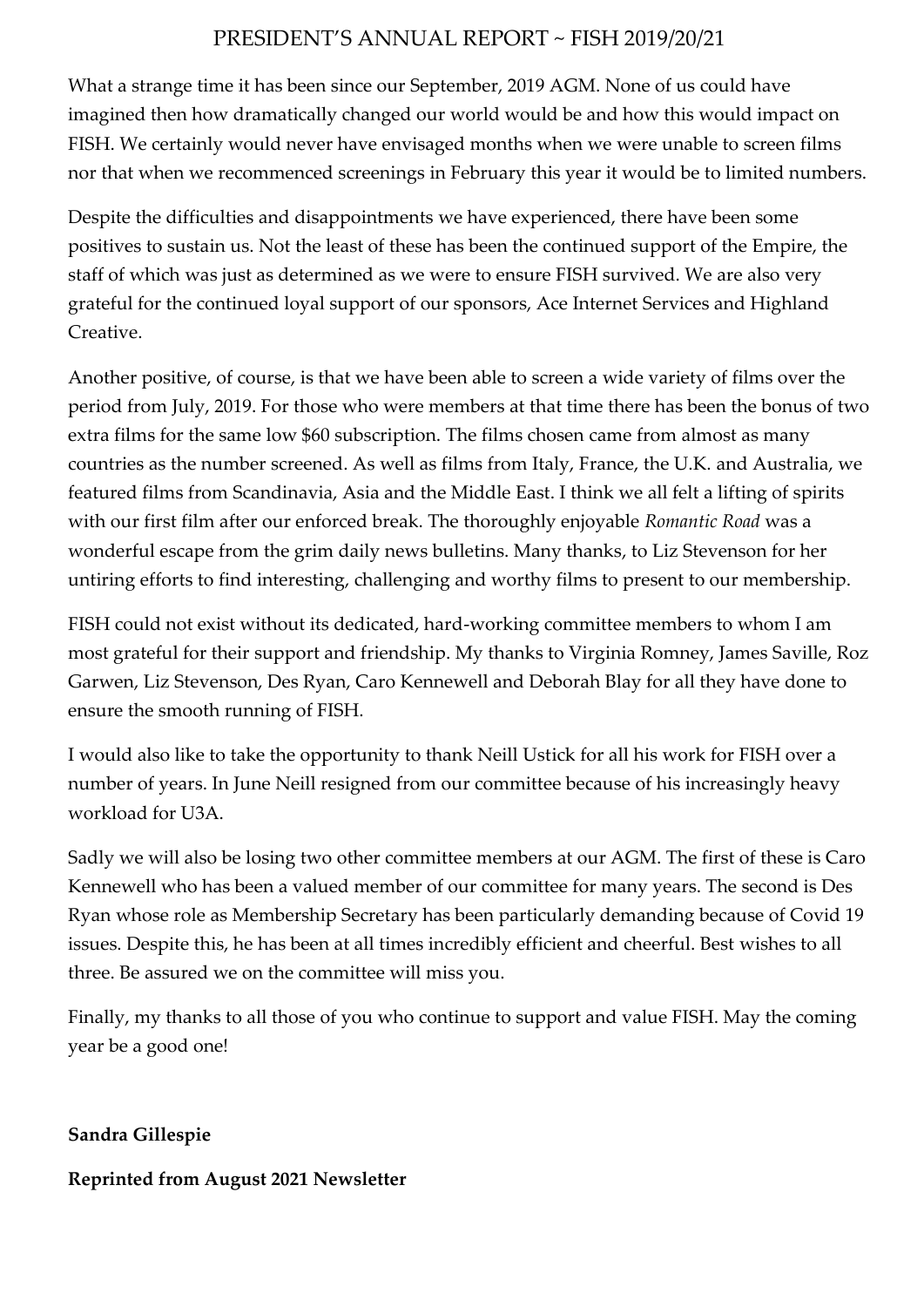# PRESIDENT'S ANNUAL REPORT ~ FISH 2019/20/21

What a strange time it has been since our September, 2019 AGM. None of us could have imagined then how dramatically changed our world would be and how this would impact on FISH. We certainly would never have envisaged months when we were unable to screen films nor that when we recommenced screenings in February this year it would be to limited numbers.

Despite the difficulties and disappointments we have experienced, there have been some positives to sustain us. Not the least of these has been the continued support of the Empire, the staff of which was just as determined as we were to ensure FISH survived. We are also very grateful for the continued loyal support of our sponsors, Ace Internet Services and Highland Creative.

Another positive, of course, is that we have been able to screen a wide variety of films over the period from July, 2019. For those who were members at that time there has been the bonus of two extra films for the same low $60 subscription. The films chosen came from almost as many countries as the number screened. As well as films from Italy, France, the U.K. and Australia, we featured films from Scandinavia, Asia and the Middle East. I think we all felt a lifting of spirits with our first film after our enforced break. The thoroughly enjoyable *Romantic Road* was a wonderful escape from the grim daily news bulletins. Many thanks, to Liz Stevenson for her untiring efforts to find interesting, challenging and worthy films to present to our membership.

FISH could not exist without its dedicated, hard-working committee members to whom I am most grateful for their support and friendship. My thanks to Virginia Romney, James Saville, Roz Garwen, Liz Stevenson, Des Ryan, Caro Kennewell and Deborah Blay for all they have done to ensure the smooth running of FISH.

I would also like to take the opportunity to thank Neill Ustick for all his work for FISH over a number of years. In June Neill resigned from our committee because of his increasingly heavy workload for U3A.

Sadly we will also be losing two other committee members at our AGM. The first of these is Caro Kennewell who has been a valued member of our committee for many years. The second is Des Ryan whose role as Membership Secretary has been particularly demanding because of Covid 19 issues. Despite this, he has been at all times incredibly efficient and cheerful. Best wishes to all three. Be assured we on the committee will miss you.

Finally, my thanks to all those of you who continue to support and value FISH. May the coming year be a good one!

**Sandra Gillespie**

**Reprinted from August 2021 Newsletter**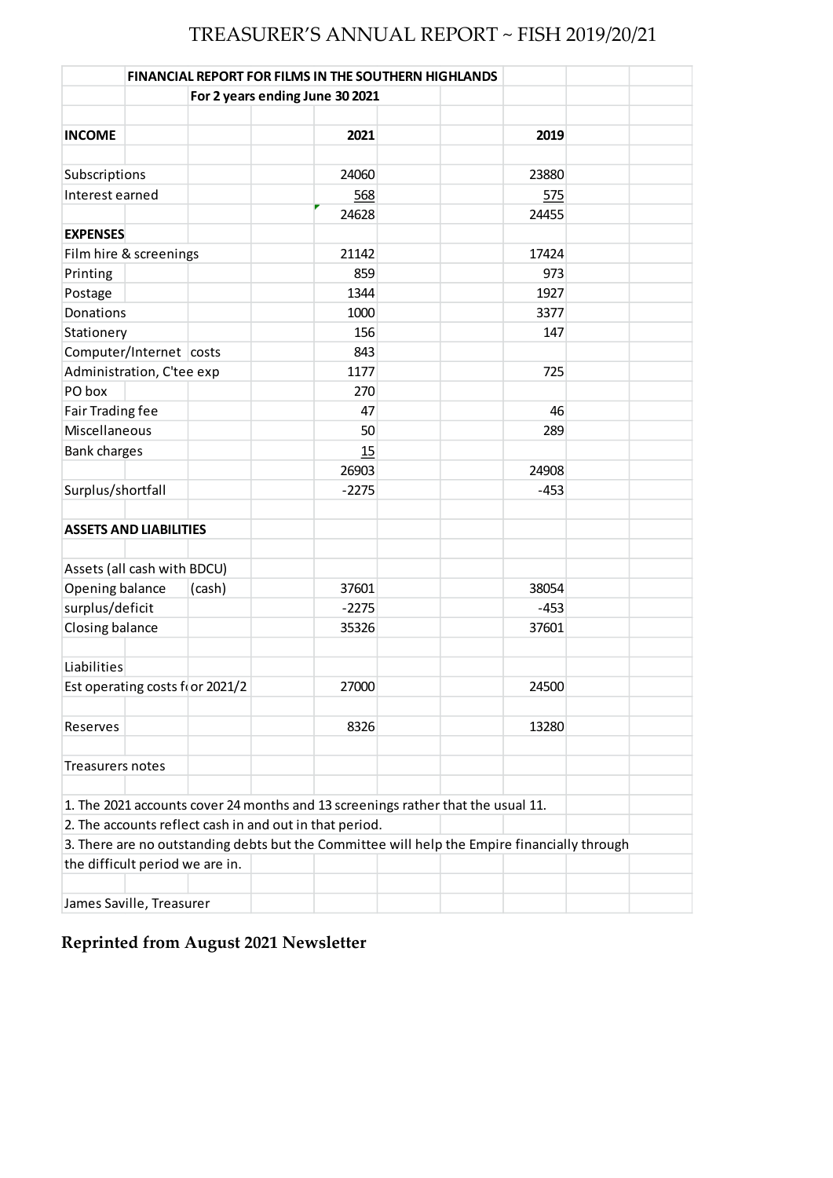# TREASURER'S ANNUAL REPORT ~ FISH 2019/20/21

**FINANCIAL REPORT FOR FILMS IN THE SOUTHERN HIGHLANDS**

**For 2 years ending June 30 2021**

| **INCOME** | **2021** | **2019** |
|---|---|---|
| Subscriptions | 24060 | 23880 |
| Interest earned | 568 | 575 |
| | 24628 | 24455 |
| **EXPENSES** | | |
| Film hire & screenings | 21142 | 17424 |
| Printing | 859 | 973 |
| Postage | 1344 | 1927 |
| Donations | 1000 | 3377 |
| Stationery | 156 | 147 |
| Computer/Internet costs | 843 | |
| Administration, C'tee exp | 1177 | 725 |
| PO box | 270 | |
| Fair Trading fee | 47 | 46 |
| Miscellaneous | 50 | 289 |
| Bank charges | 15 | |
| | 26903 | 24908 |
| Surplus/shortfall | -2275 | -453 |
| | | |
| **ASSETS AND LIABILITIES** | | |
| | | |
| Assets (all cash with BDCU) | | |
| Opening balance (cash) | 37601 | 38054 |
| surplus/deficit | -2275 | -453 |
| Closing balance | 35326 | 37601 |
| | | |
| Liabilities | | |
| Est operating costs for 2021/2 | 27000 | 24500 |
| | | |
| Reserves | 8326 | 13280 |

Treasurers notes

1. The 2021 accounts cover 24 months and 13 screenings rather that the usual 11.
2. The accounts reflect cash in and out in that period.
3. There are no outstanding debts but the Committee will help the Empire financially through the difficult period we are in.

James Saville, Treasurer

**Reprinted from August 2021 Newsletter**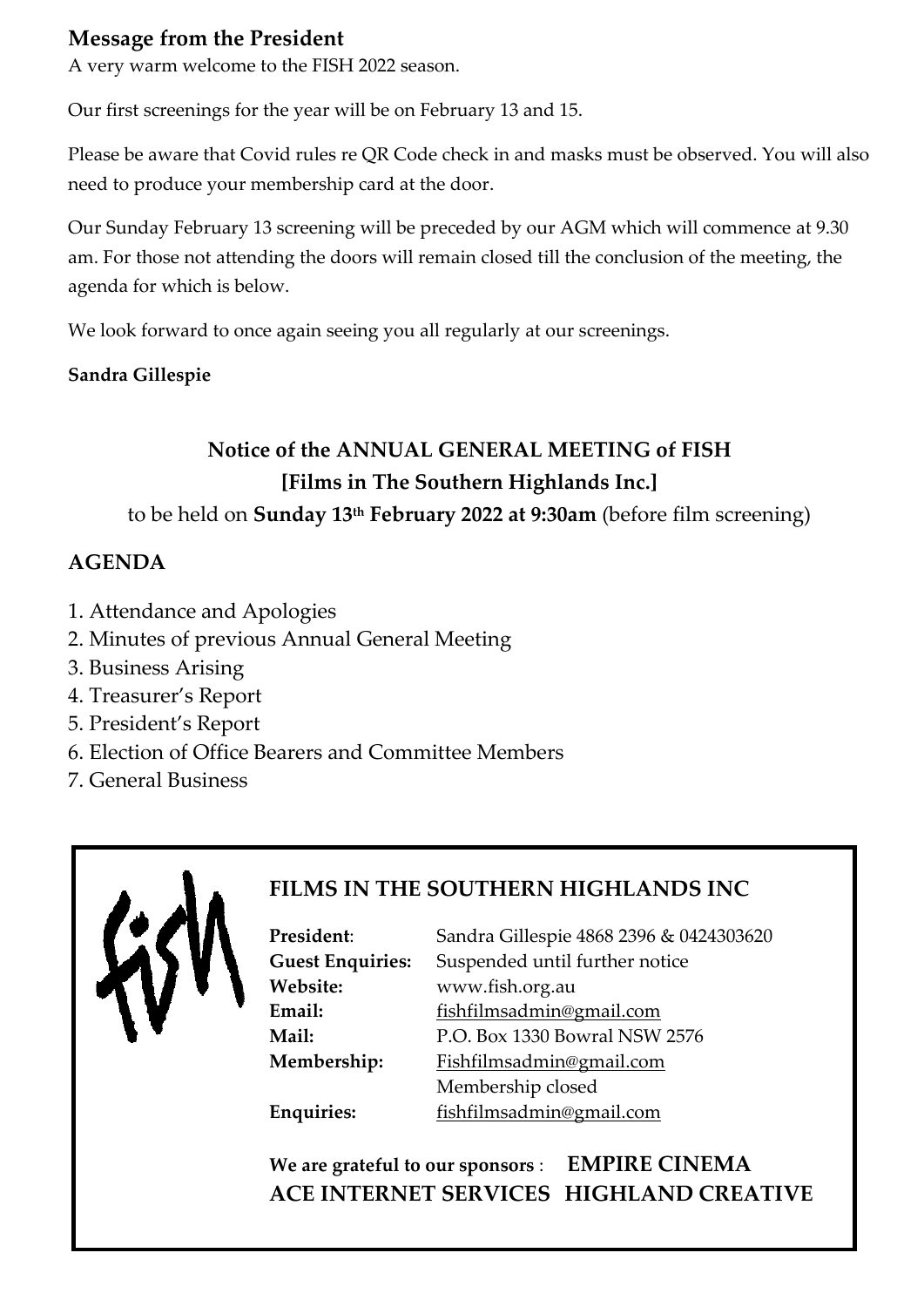## Message from the President

A very warm welcome to the FISH 2022 season.

Our first screenings for the year will be on February 13 and 15.

Please be aware that Covid rules re QR Code check in and masks must be observed. You will also need to produce your membership card at the door.

Our Sunday February 13 screening will be preceded by our AGM which will commence at 9.30 am. For those not attending the doors will remain closed till the conclusion of the meeting, the agenda for which is below.

We look forward to once again seeing you all regularly at our screenings.

**Sandra Gillespie**

### Notice of the ANNUAL GENERAL MEETING of FISH [Films in The Southern Highlands Inc.]

to be held on **Sunday 13th February 2022 at 9:30am** (before film screening)

### AGENDA

1. Attendance and Apologies
2. Minutes of previous Annual General Meeting
3. Business Arising
4. Treasurer's Report
5. President's Report
6. Election of Office Bearers and Committee Members
7. General Business

### FILMS IN THE SOUTHERN HIGHLANDS INC

| | |
|---|---|
| **President**: | Sandra Gillespie 4868 2396 & 0424303620 |
| **Guest Enquiries:** | Suspended until further notice |
| **Website:** | www.fish.org.au |
| **Email:** | fishfilmsadmin@gmail.com |
| **Mail:** | P.O. Box 1330 Bowral NSW 2576 |
| **Membership:** | Fishfilmsadmin@gmail.com<br>Membership closed |
| **Enquiries:** | fishfilmsadmin@gmail.com |

**We are grateful to our sponsors** : **EMPIRE CINEMA ACE INTERNET SERVICES HIGHLAND CREATIVE**